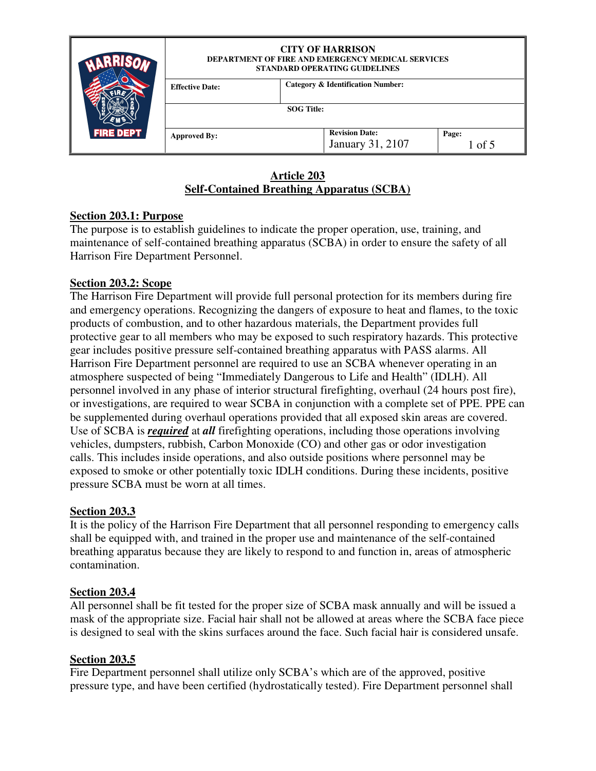| CITY OF HARRISON<br>DEPARTMENT OF FIRE AND EMERGENCY MEDICAL SERVICES<br>STANDARD OPERATING GUIDELINES | | |
|---|---|---|
| **Effective Date:** | **Category & Identification Number:** | |
| **SOG Title:** | | |
| **Approved By:** | **Revision Date:** January 31, 2107 | **Page:** 1 of 5 |

# Article 203
# Self-Contained Breathing Apparatus (SCBA)

## Section 203.1: Purpose

The purpose is to establish guidelines to indicate the proper operation, use, training, and maintenance of self-contained breathing apparatus (SCBA) in order to ensure the safety of all Harrison Fire Department Personnel.

## Section 203.2: Scope

The Harrison Fire Department will provide full personal protection for its members during fire and emergency operations. Recognizing the dangers of exposure to heat and flames, to the toxic products of combustion, and to other hazardous materials, the Department provides full protective gear to all members who may be exposed to such respiratory hazards. This protective gear includes positive pressure self-contained breathing apparatus with PASS alarms. All Harrison Fire Department personnel are required to use an SCBA whenever operating in an atmosphere suspected of being "Immediately Dangerous to Life and Health" (IDLH). All personnel involved in any phase of interior structural firefighting, overhaul (24 hours post fire), or investigations, are required to wear SCBA in conjunction with a complete set of PPE. PPE can be supplemented during overhaul operations provided that all exposed skin areas are covered. Use of SCBA is ***required*** at ***all*** firefighting operations, including those operations involving vehicles, dumpsters, rubbish, Carbon Monoxide (CO) and other gas or odor investigation calls. This includes inside operations, and also outside positions where personnel may be exposed to smoke or other potentially toxic IDLH conditions. During these incidents, positive pressure SCBA must be worn at all times.

## Section 203.3

It is the policy of the Harrison Fire Department that all personnel responding to emergency calls shall be equipped with, and trained in the proper use and maintenance of the self-contained breathing apparatus because they are likely to respond to and function in, areas of atmospheric contamination.

## Section 203.4

All personnel shall be fit tested for the proper size of SCBA mask annually and will be issued a mask of the appropriate size. Facial hair shall not be allowed at areas where the SCBA face piece is designed to seal with the skins surfaces around the face. Such facial hair is considered unsafe.

## Section 203.5

Fire Department personnel shall utilize only SCBA's which are of the approved, positive pressure type, and have been certified (hydrostatically tested). Fire Department personnel shall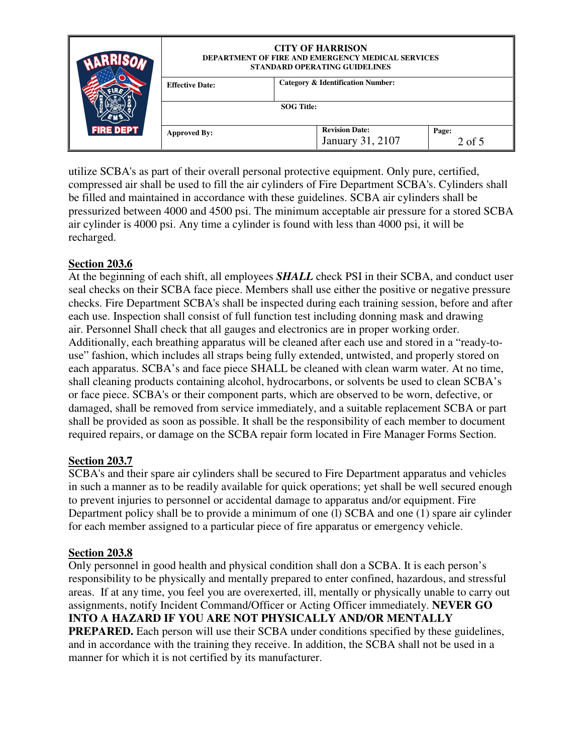utilize SCBA's as part of their overall personal protective equipment. Only pure, certified, compressed air shall be used to fill the air cylinders of Fire Department SCBA's. Cylinders shall be filled and maintained in accordance with these guidelines. SCBA air cylinders shall be pressurized between 4000 and 4500 psi. The minimum acceptable air pressure for a stored SCBA air cylinder is 4000 psi. Any time a cylinder is found with less than 4000 psi, it will be recharged.

## Section 203.6

At the beginning of each shift, all employees ***SHALL*** check PSI in their SCBA, and conduct user seal checks on their SCBA face piece. Members shall use either the positive or negative pressure checks. Fire Department SCBA's shall be inspected during each training session, before and after each use. Inspection shall consist of full function test including donning mask and drawing air. Personnel Shall check that all gauges and electronics are in proper working order. Additionally, each breathing apparatus will be cleaned after each use and stored in a "ready-to-use" fashion, which includes all straps being fully extended, untwisted, and properly stored on each apparatus. SCBA's and face piece SHALL be cleaned with clean warm water. At no time, shall cleaning products containing alcohol, hydrocarbons, or solvents be used to clean SCBA's or face piece. SCBA's or their component parts, which are observed to be worn, defective, or damaged, shall be removed from service immediately, and a suitable replacement SCBA or part shall be provided as soon as possible. It shall be the responsibility of each member to document required repairs, or damage on the SCBA repair form located in Fire Manager Forms Section.

## Section 203.7

SCBA's and their spare air cylinders shall be secured to Fire Department apparatus and vehicles in such a manner as to be readily available for quick operations; yet shall be well secured enough to prevent injuries to personnel or accidental damage to apparatus and/or equipment. Fire Department policy shall be to provide a minimum of one (l) SCBA and one (1) spare air cylinder for each member assigned to a particular piece of fire apparatus or emergency vehicle.

## Section 203.8

Only personnel in good health and physical condition shall don a SCBA. It is each person's responsibility to be physically and mentally prepared to enter confined, hazardous, and stressful areas. If at any time, you feel you are overexerted, ill, mentally or physically unable to carry out assignments, notify Incident Command/Officer or Acting Officer immediately. **NEVER GO INTO A HAZARD IF YOU ARE NOT PHYSICALLY AND/OR MENTALLY PREPARED.** Each person will use their SCBA under conditions specified by these guidelines, and in accordance with the training they receive. In addition, the SCBA shall not be used in a manner for which it is not certified by its manufacturer.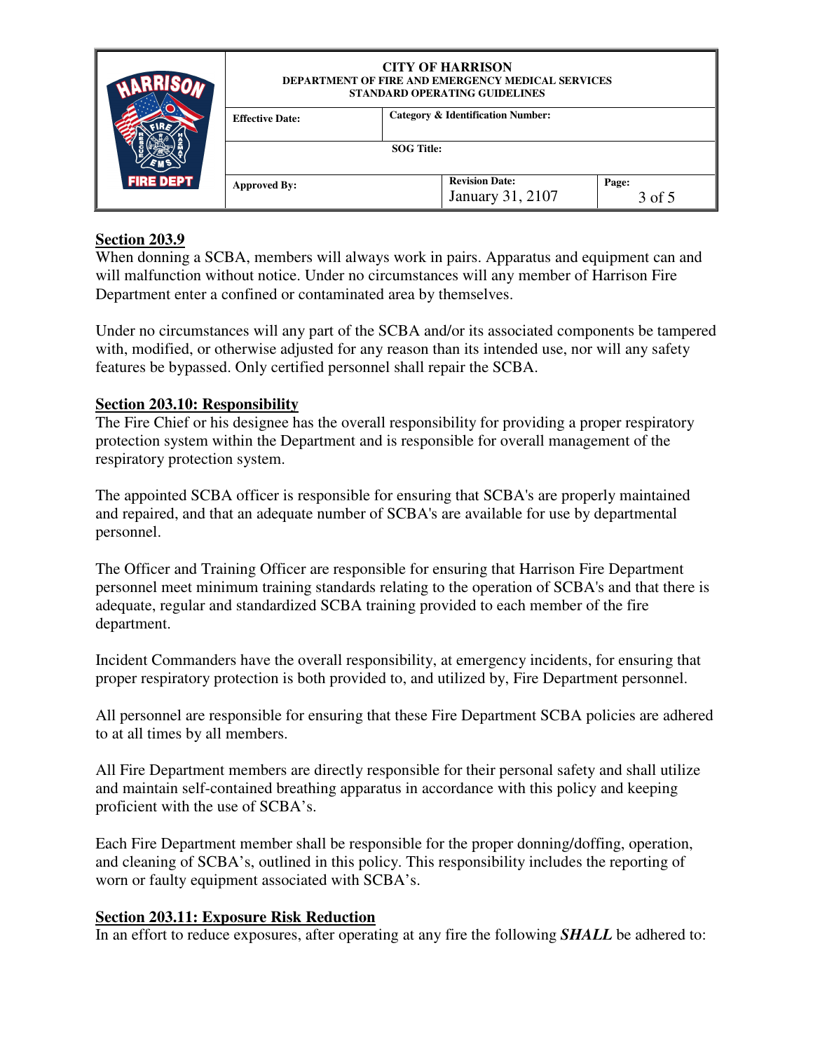**Section 203.9**

When donning a SCBA, members will always work in pairs. Apparatus and equipment can and will malfunction without notice. Under no circumstances will any member of Harrison Fire Department enter a confined or contaminated area by themselves.

Under no circumstances will any part of the SCBA and/or its associated components be tampered with, modified, or otherwise adjusted for any reason than its intended use, nor will any safety features be bypassed. Only certified personnel shall repair the SCBA.

**Section 203.10: Responsibility**

The Fire Chief or his designee has the overall responsibility for providing a proper respiratory protection system within the Department and is responsible for overall management of the respiratory protection system.

The appointed SCBA officer is responsible for ensuring that SCBA's are properly maintained and repaired, and that an adequate number of SCBA's are available for use by departmental personnel.

The Officer and Training Officer are responsible for ensuring that Harrison Fire Department personnel meet minimum training standards relating to the operation of SCBA's and that there is adequate, regular and standardized SCBA training provided to each member of the fire department.

Incident Commanders have the overall responsibility, at emergency incidents, for ensuring that proper respiratory protection is both provided to, and utilized by, Fire Department personnel.

All personnel are responsible for ensuring that these Fire Department SCBA policies are adhered to at all times by all members.

All Fire Department members are directly responsible for their personal safety and shall utilize and maintain self-contained breathing apparatus in accordance with this policy and keeping proficient with the use of SCBA's.

Each Fire Department member shall be responsible for the proper donning/doffing, operation, and cleaning of SCBA's, outlined in this policy. This responsibility includes the reporting of worn or faulty equipment associated with SCBA's.

**Section 203.11: Exposure Risk Reduction**

In an effort to reduce exposures, after operating at any fire the following ***SHALL*** be adhered to: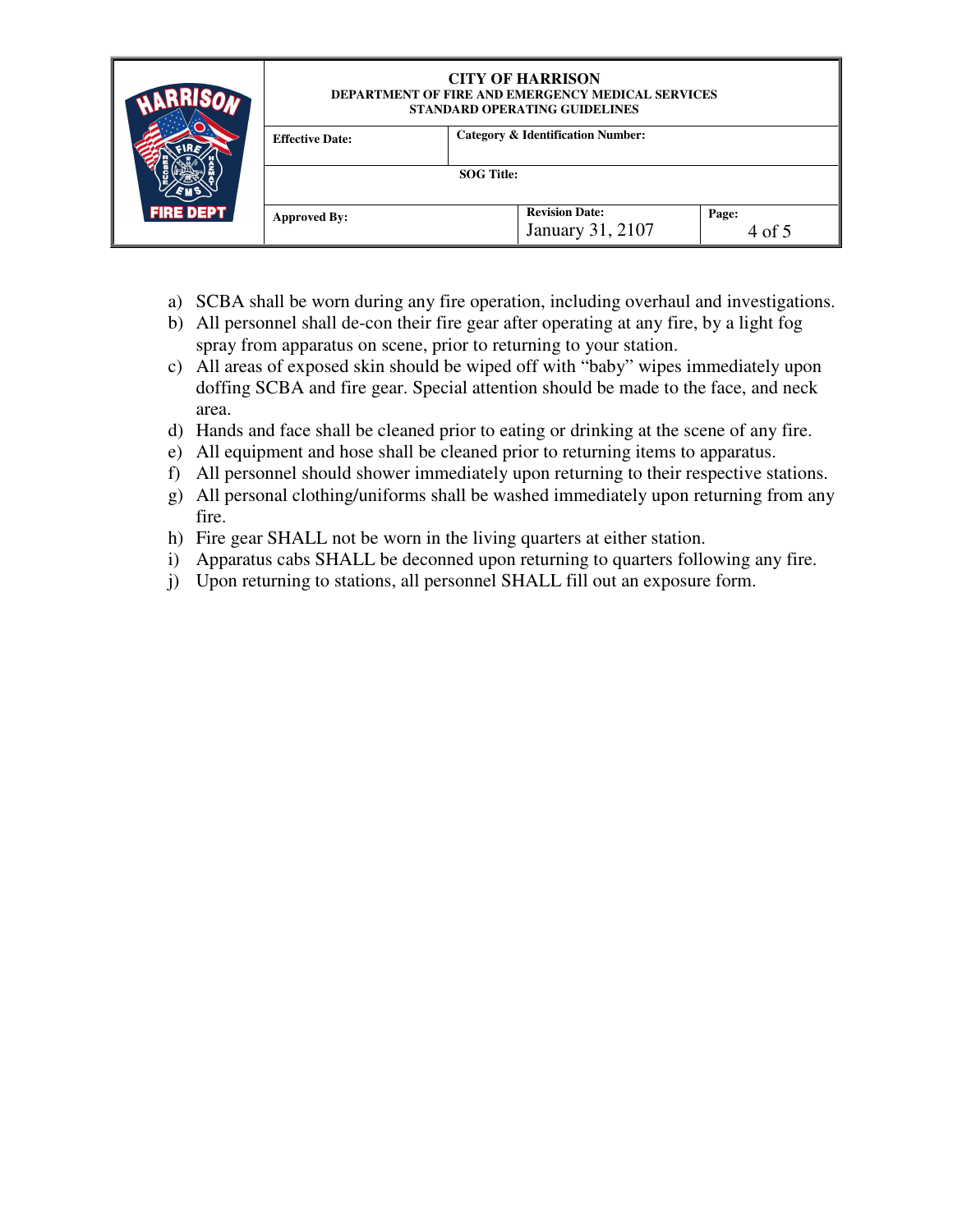a) SCBA shall be worn during any fire operation, including overhaul and investigations.
b) All personnel shall de-con their fire gear after operating at any fire, by a light fog spray from apparatus on scene, prior to returning to your station.
c) All areas of exposed skin should be wiped off with "baby" wipes immediately upon doffing SCBA and fire gear. Special attention should be made to the face, and neck area.
d) Hands and face shall be cleaned prior to eating or drinking at the scene of any fire.
e) All equipment and hose shall be cleaned prior to returning items to apparatus.
f) All personnel should shower immediately upon returning to their respective stations.
g) All personal clothing/uniforms shall be washed immediately upon returning from any fire.
h) Fire gear SHALL not be worn in the living quarters at either station.
i) Apparatus cabs SHALL be deconned upon returning to quarters following any fire.
j) Upon returning to stations, all personnel SHALL fill out an exposure form.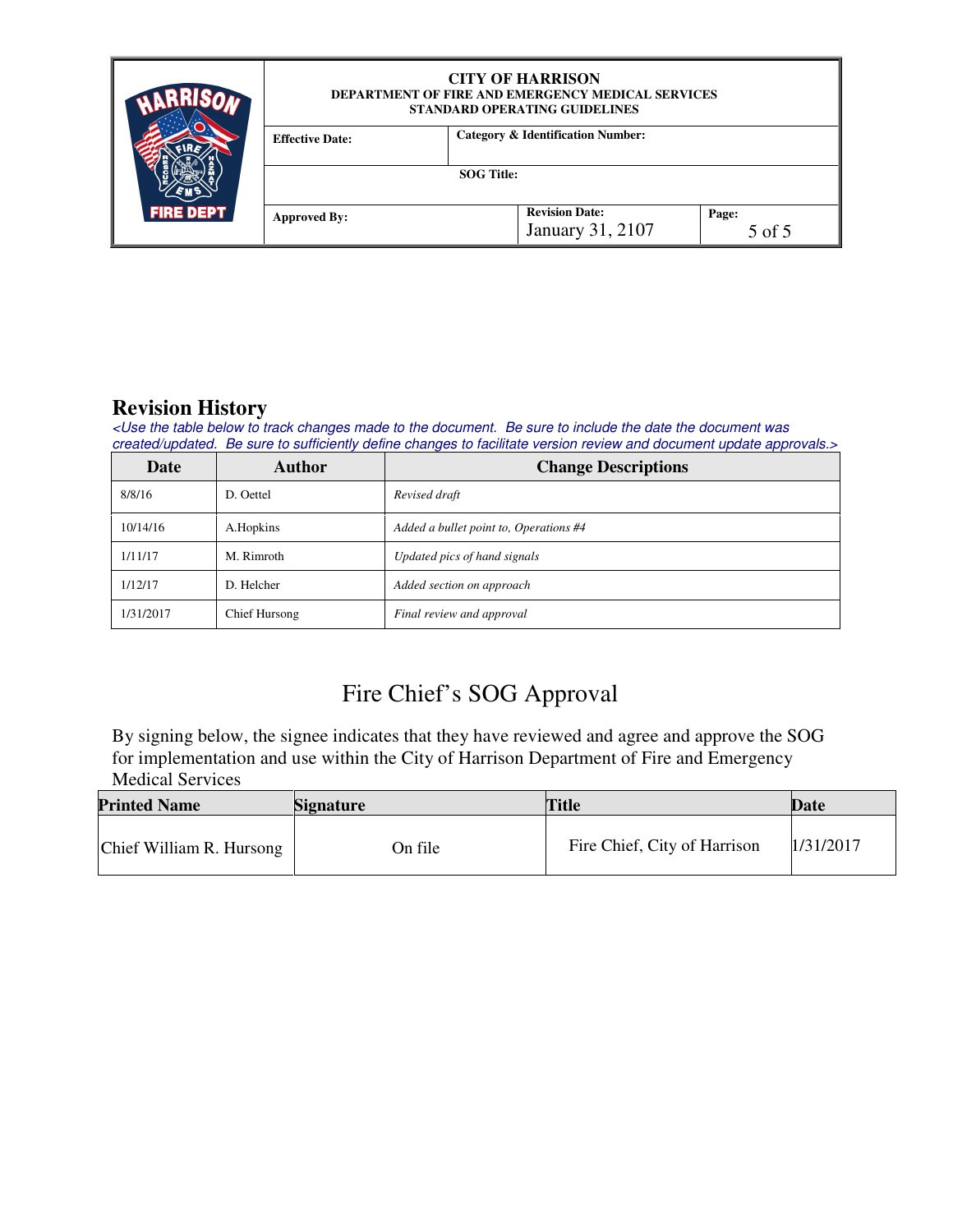## Revision History

*<Use the table below to track changes made to the document. Be sure to include the date the document was created/updated. Be sure to sufficiently define changes to facilitate version review and document update approvals.>*

| Date | Author | Change Descriptions |
|---|---|---|
| 8/8/16 | D. Oettel | *Revised draft* |
| 10/14/16 | A.Hopkins | *Added a bullet point to, Operations #4* |
| 1/11/17 | M. Rimroth | *Updated pics of hand signals* |
| 1/12/17 | D. Helcher | *Added section on approach* |
| 1/31/2017 | Chief Hursong | *Final review and approval* |

## Fire Chief's SOG Approval

By signing below, the signee indicates that they have reviewed and agree and approve the SOG for implementation and use within the City of Harrison Department of Fire and Emergency Medical Services

| Printed Name | Signature | Title | Date |
|---|---|---|---|
| Chief William R. Hursong | On file | Fire Chief, City of Harrison | 1/31/2017 |